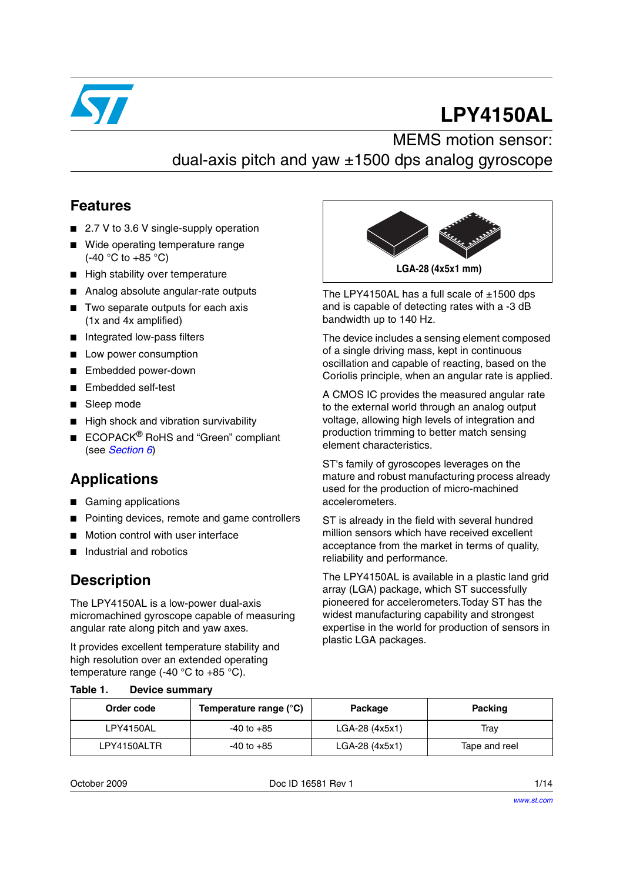# LPY4150AL

## MEMS motion sensor: dual-axis pitch and yaw ±1500 dps analog gyroscope

## Features

- 2.7 V to 3.6 V single-supply operation
- Wide operating temperature range (-40 °C to +85 °C)
- High stability over temperature
- Analog absolute angular-rate outputs
- Two separate outputs for each axis (1x and 4x amplified)
- Integrated low-pass filters
- Low power consumption
- Embedded power-down
- Embedded self-test
- Sleep mode
- High shock and vibration survivability
- ECOPACK® RoHS and “Green” compliant (see *Section 6*)

## Applications

- Gaming applications
- Pointing devices, remote and game controllers
- Motion control with user interface
- Industrial and robotics

## Description

The LPY4150AL is a low-power dual-axis micromachined gyroscope capable of measuring angular rate along pitch and yaw axes.

It provides excellent temperature stability and high resolution over an extended operating temperature range (-40 °C to +85 °C).

LGA-28 (4x5x1 mm)

The LPY4150AL has a full scale of ±1500 dps and is capable of detecting rates with a -3 dB bandwidth up to 140 Hz.

The device includes a sensing element composed of a single driving mass, kept in continuous oscillation and capable of reacting, based on the Coriolis principle, when an angular rate is applied.

A CMOS IC provides the measured angular rate to the external world through an analog output voltage, allowing high levels of integration and production trimming to better match sensing element characteristics.

ST's family of gyroscopes leverages on the mature and robust manufacturing process already used for the production of micro-machined accelerometers.

ST is already in the field with several hundred million sensors which have received excellent acceptance from the market in terms of quality, reliability and performance.

The LPY4150AL is available in a plastic land grid array (LGA) package, which ST successfully pioneered for accelerometers.Today ST has the widest manufacturing capability and strongest expertise in the world for production of sensors in plastic LGA packages.

**Table 1. Device summary**

| Order code | Temperature range (°C) | Package | Packing |
|---|---|---|---|
| LPY4150AL | -40 to +85 | LGA-28 (4x5x1) | Tray |
| LPY4150ALTR | -40 to +85 | LGA-28 (4x5x1) | Tape and reel |

October 2009 Doc ID 16581 Rev 1

www.st.com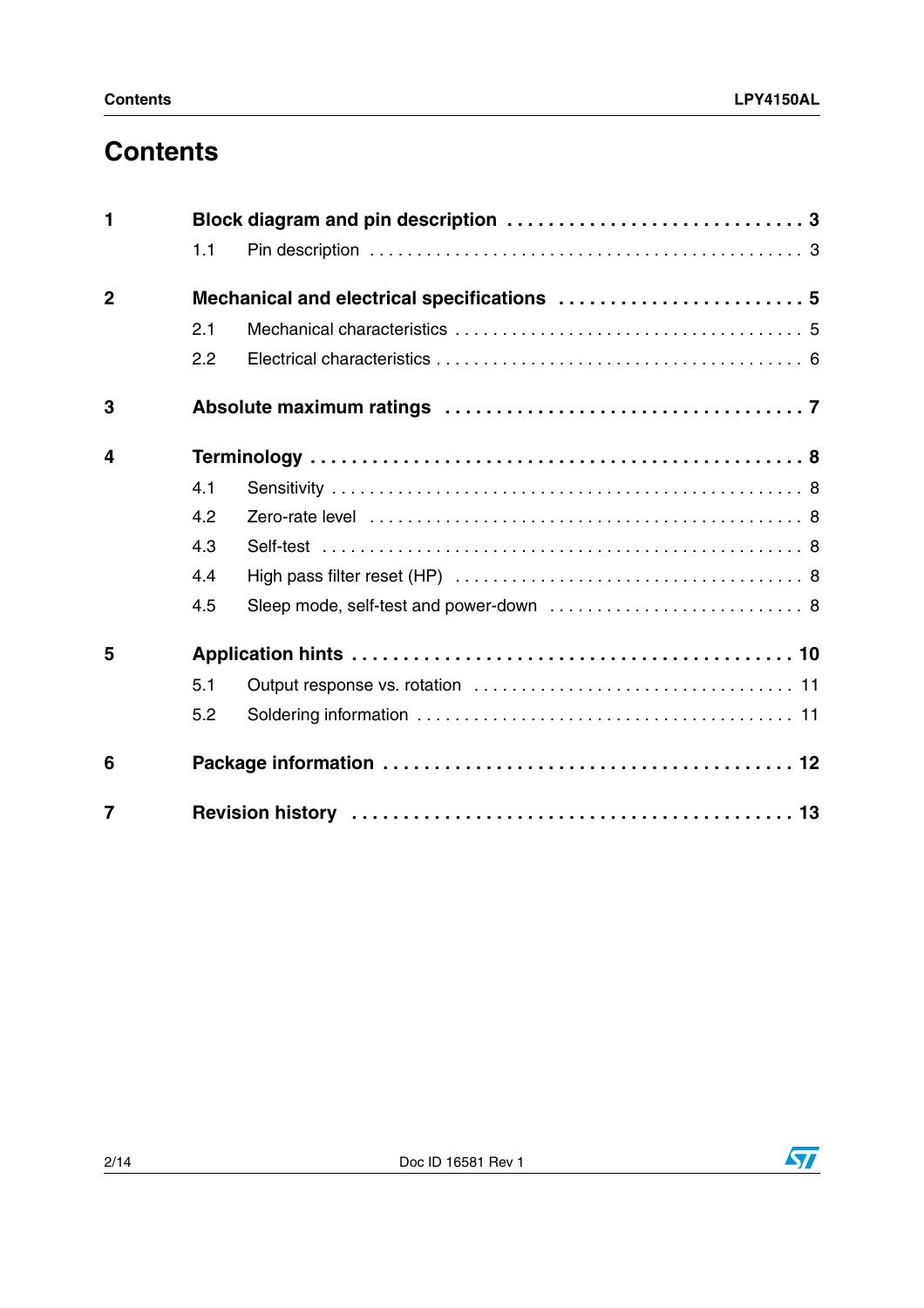# Contents

**1 Block diagram and pin description . . . . . . . . . . . . . . . . . . . . . . . . . . . . 3**

1.1 Pin description . . . . . . . . . . . . . . . . . . . . . . . . . . . . . . . . . . . . . . . . . . . 3

**2 Mechanical and electrical specifications . . . . . . . . . . . . . . . . . . . . . . . 5**

2.1 Mechanical characteristics . . . . . . . . . . . . . . . . . . . . . . . . . . . . . . . . . . . 5

2.2 Electrical characteristics . . . . . . . . . . . . . . . . . . . . . . . . . . . . . . . . . . . . 6

**3 Absolute maximum ratings . . . . . . . . . . . . . . . . . . . . . . . . . . . . . . . . . 7**

**4 Terminology . . . . . . . . . . . . . . . . . . . . . . . . . . . . . . . . . . . . . . . . . . . . . 8**

4.1 Sensitivity . . . . . . . . . . . . . . . . . . . . . . . . . . . . . . . . . . . . . . . . . . . . . . . 8

4.2 Zero-rate level . . . . . . . . . . . . . . . . . . . . . . . . . . . . . . . . . . . . . . . . . . . . 8

4.3 Self-test . . . . . . . . . . . . . . . . . . . . . . . . . . . . . . . . . . . . . . . . . . . . . . . . . 8

4.4 High pass filter reset (HP) . . . . . . . . . . . . . . . . . . . . . . . . . . . . . . . . . . . 8

4.5 Sleep mode, self-test and power-down . . . . . . . . . . . . . . . . . . . . . . . . . 8

**5 Application hints . . . . . . . . . . . . . . . . . . . . . . . . . . . . . . . . . . . . . . . . . 10**

5.1 Output response vs. rotation . . . . . . . . . . . . . . . . . . . . . . . . . . . . . . . . 11

5.2 Soldering information . . . . . . . . . . . . . . . . . . . . . . . . . . . . . . . . . . . . . 11

**6 Package information . . . . . . . . . . . . . . . . . . . . . . . . . . . . . . . . . . . . . 12**

**7 Revision history . . . . . . . . . . . . . . . . . . . . . . . . . . . . . . . . . . . . . . . . . 13**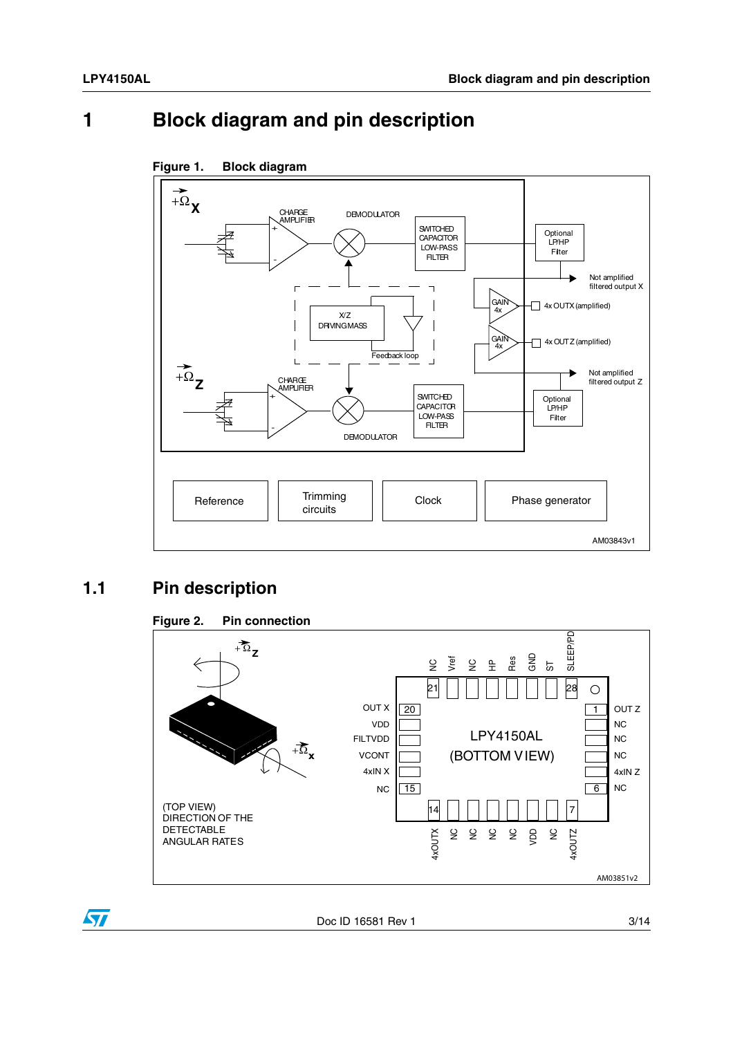# 1 Block diagram and pin description

**Figure 1. Block diagram**

$\vec{+\Omega}_X$

CHARGE AMPLIFIER

DEMODULATOR

SWITCHED CAPACITOR LOW-PASS FILTER

Optional LP/HP Filter

Not amplified filtered output X

X/Z DRIVING MASS

Feedback loop

GAIN 4x

4x OUTX (amplified)

GAIN 4x

4x OUTZ (amplified)

Not amplified filtered output Z

$\vec{+\Omega}_Z$

CHARGE AMPLIFIER

SWITCHED CAPACITOR LOW-PASS FILTER

Optional LP/HP Filter

DEMODULATOR

Reference | Trimming circuits | Clock | Phase generator

AM03843v1

## 1.1 Pin description

**Figure 2. Pin connection**

$\vec{+\Omega}_Z$

$\vec{+\Omega}_X$

(TOP VIEW)
DIRECTION OF THE DETECTABLE ANGULAR RATES

LPY4150AL
(BOTTOM VIEW)

Top pins (21–28): NC, Vref, NC, HP, Res, GND, ST, SLEEP/PD

Left pins (20–15): OUT X, VDD, FILTVDD, VCONT, 4xIN X, NC

Right pins (1–6): OUT Z, NC, NC, NC, 4xIN Z, NC

Bottom pins (14–7): 4xOUTX, NC, NC, NC, NC, VDD, NC, 4xOUTZ

AM03851v2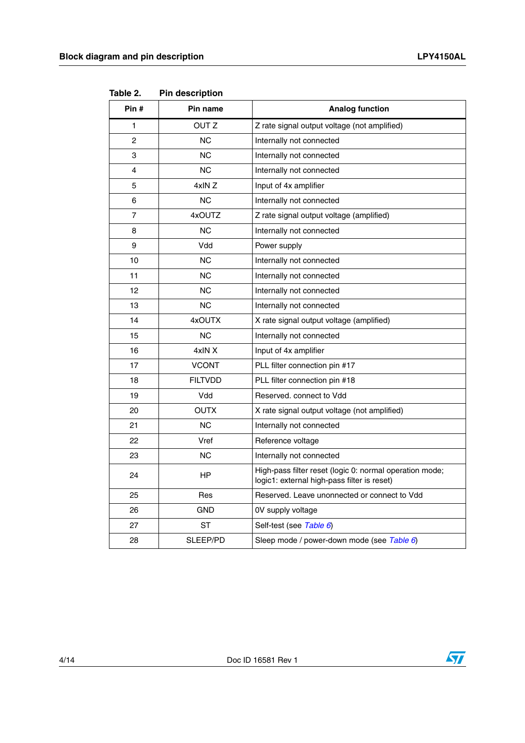Table 2. Pin description

| Pin # | Pin name | Analog function |
|---|---|---|
| 1 | OUT Z | Z rate signal output voltage (not amplified) |
| 2 | NC | Internally not connected |
| 3 | NC | Internally not connected |
| 4 | NC | Internally not connected |
| 5 | 4xIN Z | Input of 4x amplifier |
| 6 | NC | Internally not connected |
| 7 | 4xOUTZ | Z rate signal output voltage (amplified) |
| 8 | NC | Internally not connected |
| 9 | Vdd | Power supply |
| 10 | NC | Internally not connected |
| 11 | NC | Internally not connected |
| 12 | NC | Internally not connected |
| 13 | NC | Internally not connected |
| 14 | 4xOUTX | X rate signal output voltage (amplified) |
| 15 | NC | Internally not connected |
| 16 | 4xIN X | Input of 4x amplifier |
| 17 | VCONT | PLL filter connection pin #17 |
| 18 | FILTVDD | PLL filter connection pin #18 |
| 19 | Vdd | Reserved. connect to Vdd |
| 20 | OUTX | X rate signal output voltage (not amplified) |
| 21 | NC | Internally not connected |
| 22 | Vref | Reference voltage |
| 23 | NC | Internally not connected |
| 24 | HP | High-pass filter reset (logic 0: normal operation mode; logic1: external high-pass filter is reset) |
| 25 | Res | Reserved. Leave unonnected or connect to Vdd |
| 26 | GND | 0V supply voltage |
| 27 | ST | Self-test (see *Table 6*) |
| 28 | SLEEP/PD | Sleep mode / power-down mode (see *Table 6*) |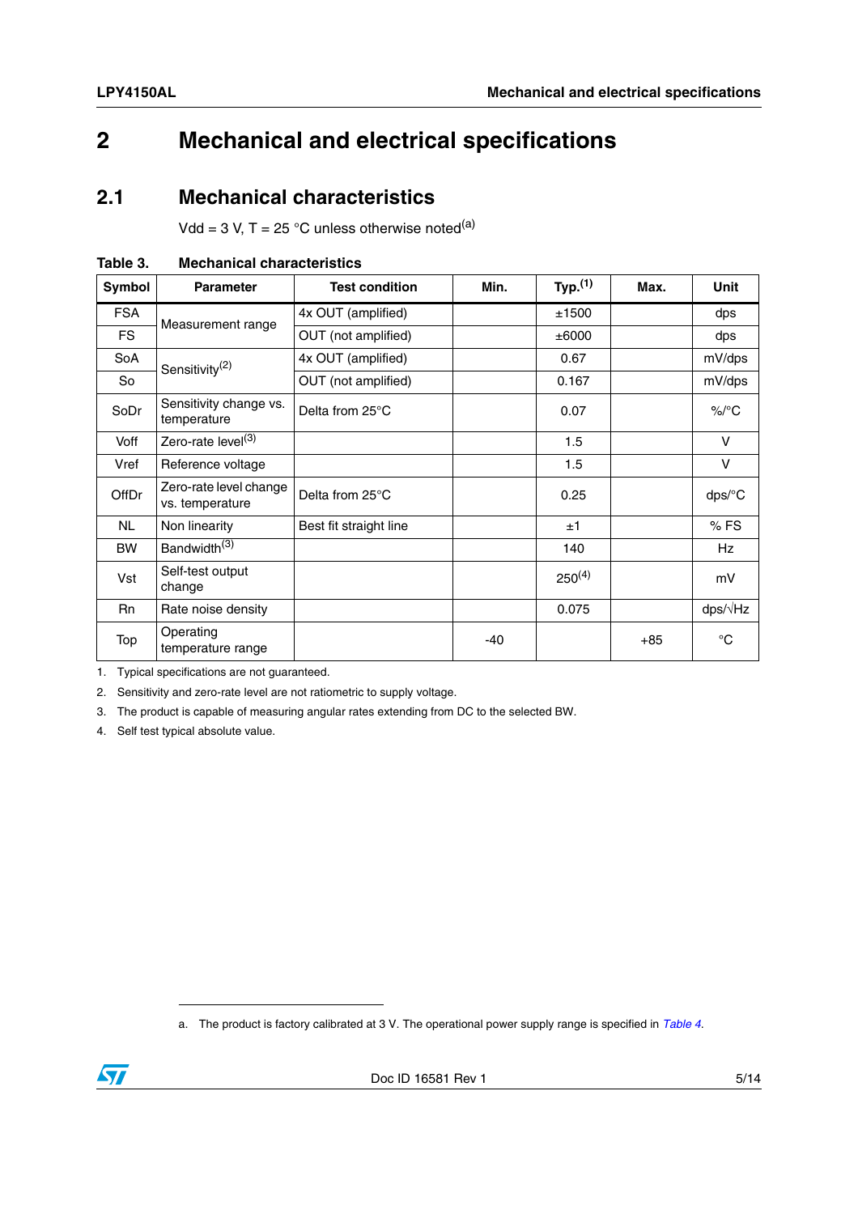# 2 Mechanical and electrical specifications

## 2.1 Mechanical characteristics

Vdd = 3 V, T = 25 °C unless otherwise noted[a]

**Table 3. Mechanical characteristics**

| Symbol | Parameter | Test condition | Min. | Typ.[1] | Max. | Unit |
|---|---|---|---|---|---|---|
| FSA | Measurement range | 4x OUT (amplified) | | ±1500 | | dps |
| FS | | OUT (not amplified) | | ±6000 | | dps |
| SoA | Sensitivity[2] | 4x OUT (amplified) | | 0.67 | | mV/dps |
| So | | OUT (not amplified) | | 0.167 | | mV/dps |
| SoDr | Sensitivity change vs. temperature | Delta from 25°C | | 0.07 | | %/°C |
| Voff | Zero-rate level[3] | | | 1.5 | | V |
| Vref | Reference voltage | | | 1.5 | | V |
| OffDr | Zero-rate level change vs. temperature | Delta from 25°C | | 0.25 | | dps/°C |
| NL | Non linearity | Best fit straight line | | ±1 | | % FS |
| BW | Bandwidth[3] | | | 140 | | Hz |
| Vst | Self-test output change | | | 250[4] | | mV |
| Rn | Rate noise density | | | 0.075 | | dps/√Hz |
| Top | Operating temperature range | | -40 | | +85 | °C |

1. Typical specifications are not guaranteed.
2. Sensitivity and zero-rate level are not ratiometric to supply voltage.
3. The product is capable of measuring angular rates extending from DC to the selected BW.
4. Self test typical absolute value.

a. The product is factory calibrated at 3 V. The operational power supply range is specified in *Table 4*.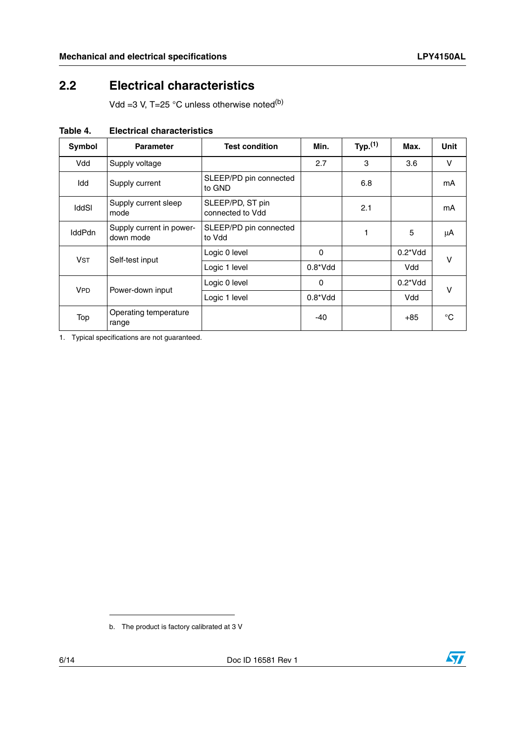## 2.2 Electrical characteristics

Vdd =3 V, T=25 °C unless otherwise noted[b]

**Table 4. Electrical characteristics**

| Symbol | Parameter | Test condition | Min. | Typ.[1] | Max. | Unit |
|---|---|---|---|---|---|---|
| Vdd | Supply voltage | | 2.7 | 3 | 3.6 | V |
| Idd | Supply current | SLEEP/PD pin connected to GND | | 6.8 | | mA |
| IddSl | Supply current sleep mode | SLEEP/PD, ST pin connected to Vdd | | 2.1 | | mA |
| IddPdn | Supply current in power-down mode | SLEEP/PD pin connected to Vdd | | 1 | 5 | µA |
| $V_{ST}$ | Self-test input | Logic 0 level | 0 | | 0.2*Vdd | V |
| | | Logic 1 level | 0.8*Vdd | | Vdd | |
| $V_{PD}$ | Power-down input | Logic 0 level | 0 | | 0.2*Vdd | V |
| | | Logic 1 level | 0.8*Vdd | | Vdd | |
| Top | Operating temperature range | | -40 | | +85 | °C |

1. Typical specifications are not guaranteed.

b. The product is factory calibrated at 3 V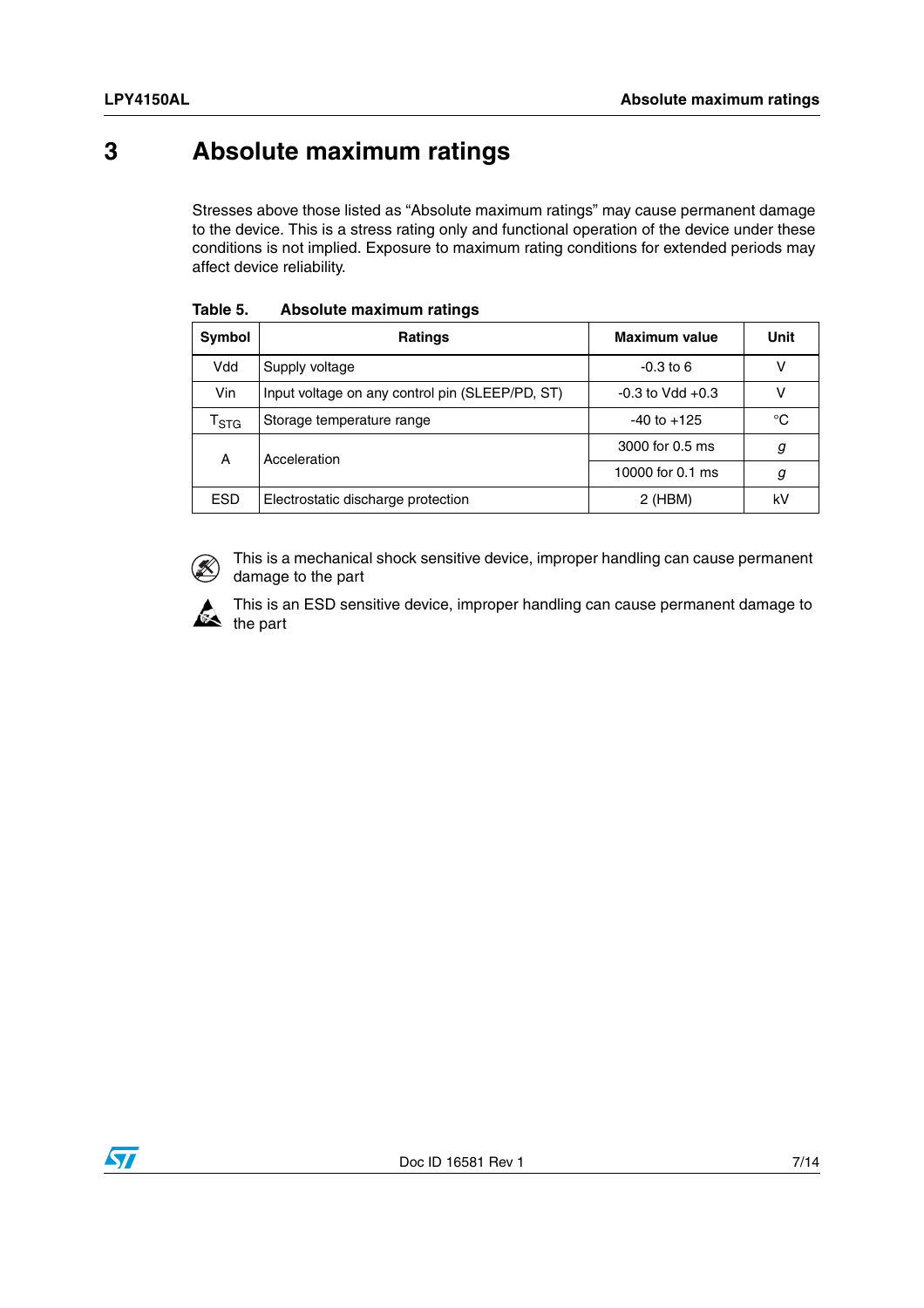# 3 Absolute maximum ratings

Stresses above those listed as "Absolute maximum ratings" may cause permanent damage to the device. This is a stress rating only and functional operation of the device under these conditions is not implied. Exposure to maximum rating conditions for extended periods may affect device reliability.

**Table 5. Absolute maximum ratings**

| Symbol | Ratings | Maximum value | Unit |
|---|---|---|---|
| Vdd | Supply voltage | -0.3 to 6 | V |
| Vin | Input voltage on any control pin (SLEEP/PD, ST) | -0.3 to Vdd +0.3 | V |
| $T_{STG}$ | Storage temperature range | -40 to +125 | °C |
| A | Acceleration | 3000 for 0.5 ms | *g* |
| | | 10000 for 0.1 ms | *g* |
| ESD | Electrostatic discharge protection | 2 (HBM) | kV |

This is a mechanical shock sensitive device, improper handling can cause permanent damage to the part

This is an ESD sensitive device, improper handling can cause permanent damage to the part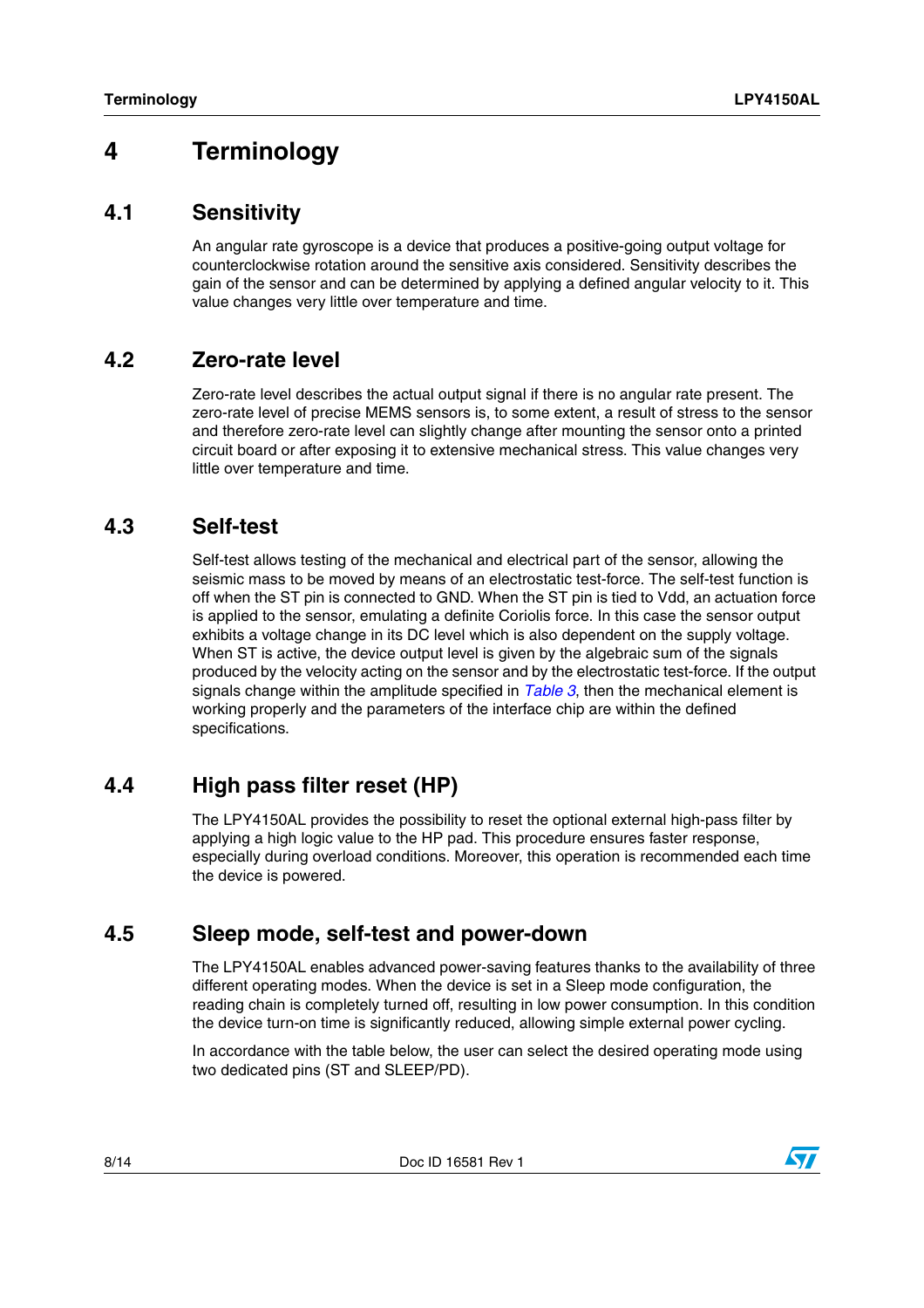# 4 Terminology

## 4.1 Sensitivity

An angular rate gyroscope is a device that produces a positive-going output voltage for counterclockwise rotation around the sensitive axis considered. Sensitivity describes the gain of the sensor and can be determined by applying a defined angular velocity to it. This value changes very little over temperature and time.

## 4.2 Zero-rate level

Zero-rate level describes the actual output signal if there is no angular rate present. The zero-rate level of precise MEMS sensors is, to some extent, a result of stress to the sensor and therefore zero-rate level can slightly change after mounting the sensor onto a printed circuit board or after exposing it to extensive mechanical stress. This value changes very little over temperature and time.

## 4.3 Self-test

Self-test allows testing of the mechanical and electrical part of the sensor, allowing the seismic mass to be moved by means of an electrostatic test-force. The self-test function is off when the ST pin is connected to GND. When the ST pin is tied to Vdd, an actuation force is applied to the sensor, emulating a definite Coriolis force. In this case the sensor output exhibits a voltage change in its DC level which is also dependent on the supply voltage. When ST is active, the device output level is given by the algebraic sum of the signals produced by the velocity acting on the sensor and by the electrostatic test-force. If the output signals change within the amplitude specified in *Table 3*, then the mechanical element is working properly and the parameters of the interface chip are within the defined specifications.

## 4.4 High pass filter reset (HP)

The LPY4150AL provides the possibility to reset the optional external high-pass filter by applying a high logic value to the HP pad. This procedure ensures faster response, especially during overload conditions. Moreover, this operation is recommended each time the device is powered.

## 4.5 Sleep mode, self-test and power-down

The LPY4150AL enables advanced power-saving features thanks to the availability of three different operating modes. When the device is set in a Sleep mode configuration, the reading chain is completely turned off, resulting in low power consumption. In this condition the device turn-on time is significantly reduced, allowing simple external power cycling.

In accordance with the table below, the user can select the desired operating mode using two dedicated pins (ST and SLEEP/PD).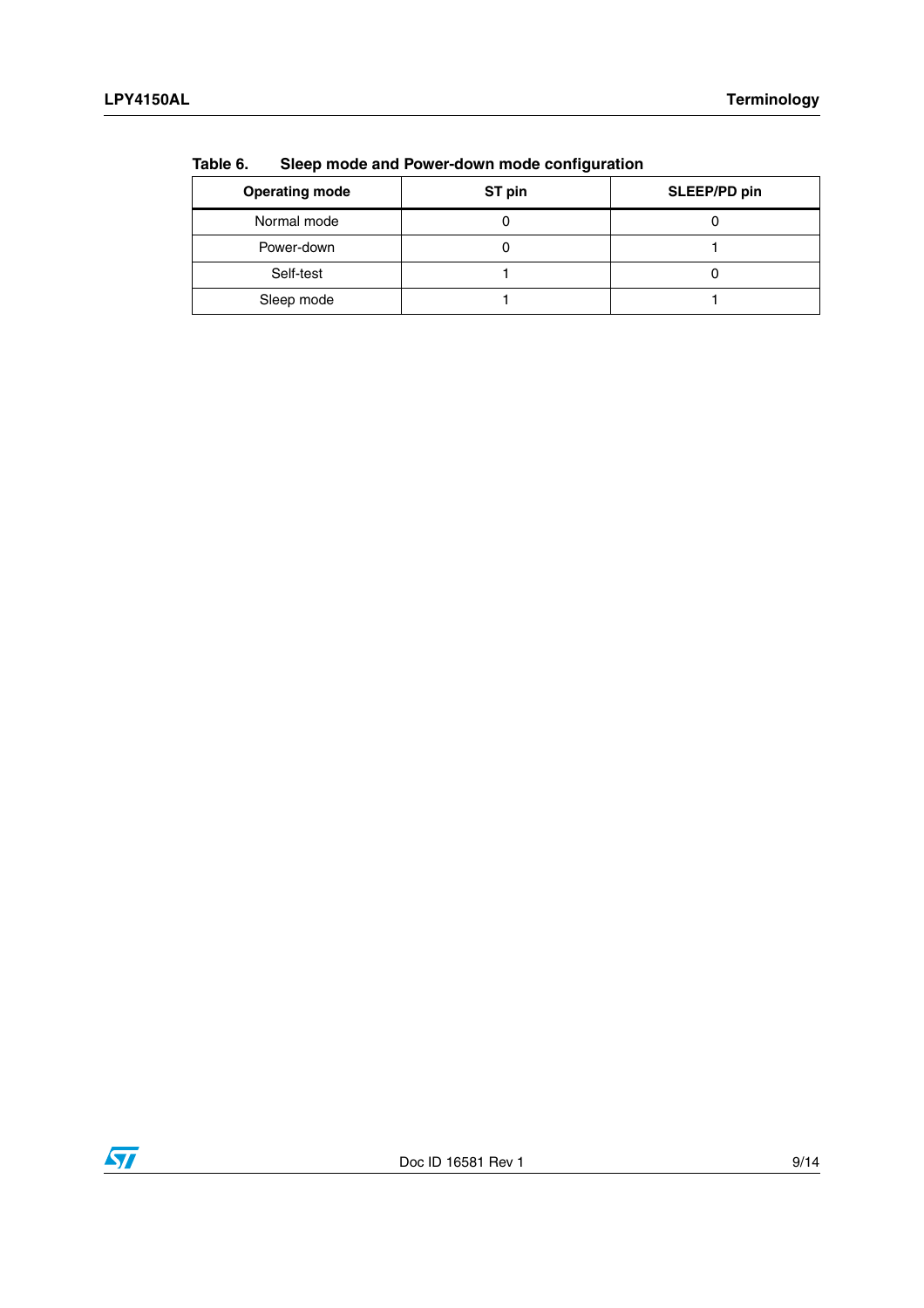Table 6. Sleep mode and Power-down mode configuration

| Operating mode | ST pin | SLEEP/PD pin |
|---|---|---|
| Normal mode | 0 | 0 |
| Power-down | 0 | 1 |
| Self-test | 1 | 0 |
| Sleep mode | 1 | 1 |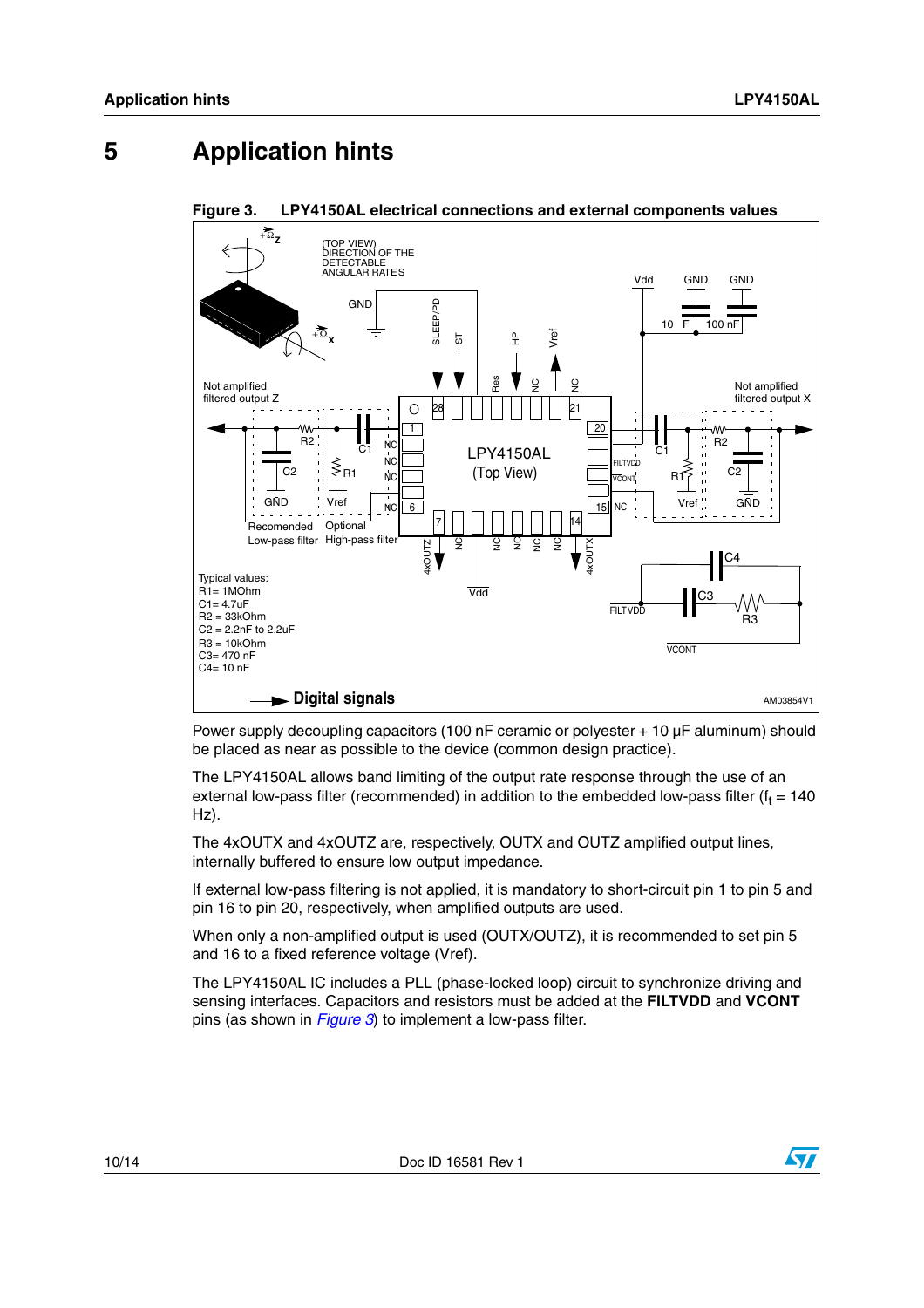# 5 Application hints

**Figure 3. LPY4150AL electrical connections and external components values**

Typical values:
R1= 1MOhm
C1= 4.7uF
R2 = 33kOhm
C2 = 2.2nF to 2.2uF
R3 = 10kOhm
C3= 470 nF
C4= 10 nF

Power supply decoupling capacitors (100 nF ceramic or polyester + 10 µF aluminum) should be placed as near as possible to the device (common design practice).

The LPY4150AL allows band limiting of the output rate response through the use of an external low-pass filter (recommended) in addition to the embedded low-pass filter ($f_t$ = 140 Hz).

The 4xOUTX and 4xOUTZ are, respectively, OUTX and OUTZ amplified output lines, internally buffered to ensure low output impedance.

If external low-pass filtering is not applied, it is mandatory to short-circuit pin 1 to pin 5 and pin 16 to pin 20, respectively, when amplified outputs are used.

When only a non-amplified output is used (OUTX/OUTZ), it is recommended to set pin 5 and 16 to a fixed reference voltage (Vref).

The LPY4150AL IC includes a PLL (phase-locked loop) circuit to synchronize driving and sensing interfaces. Capacitors and resistors must be added at the **FILTVDD** and **VCONT** pins (as shown in *Figure 3*) to implement a low-pass filter.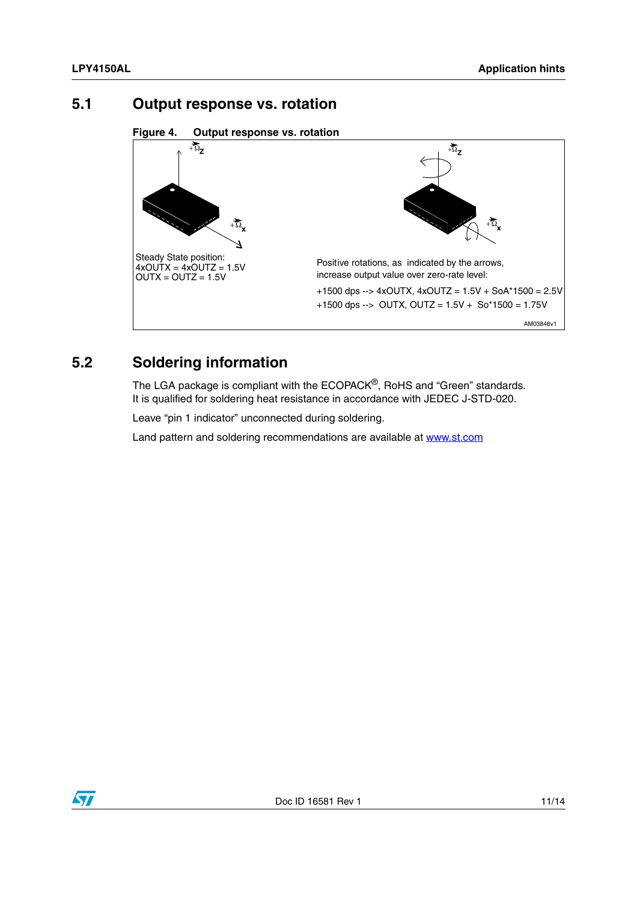## 5.1 Output response vs. rotation

**Figure 4. Output response vs. rotation**

Steady State position:
4xOUTX = 4xOUTZ = 1.5V
OUTX = OUTZ = 1.5V

Positive rotations, as indicated by the arrows, increase output value over zero-rate level:

+1500 dps --> 4xOUTX, 4xOUTZ = 1.5V + SoA*1500 = 2.5V

+1500 dps --> OUTX, OUTZ = 1.5V + So*1500 = 1.75V

## 5.2 Soldering information

The LGA package is compliant with the ECOPACK®, RoHS and “Green” standards. It is qualified for soldering heat resistance in accordance with JEDEC J-STD-020.

Leave “pin 1 indicator” unconnected during soldering.

Land pattern and soldering recommendations are available at www.st.com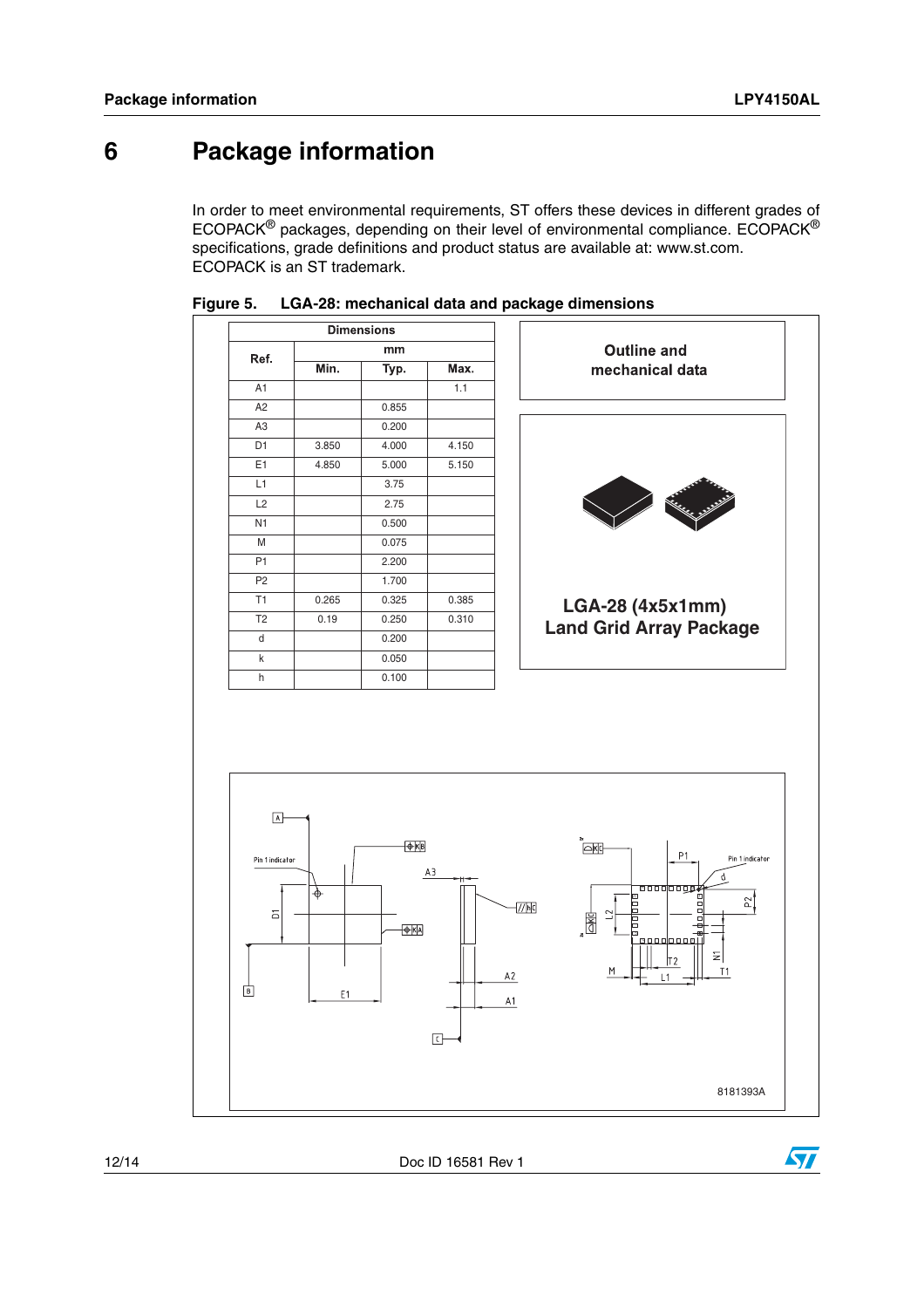# 6 Package information

In order to meet environmental requirements, ST offers these devices in different grades of ECOPACK® packages, depending on their level of environmental compliance. ECOPACK® specifications, grade definitions and product status are available at: www.st.com. ECOPACK is an ST trademark.

**Figure 5. LGA-28: mechanical data and package dimensions**

| Ref. | Dimensions (mm) Min. | Typ. | Max. |
|---|---|---|---|
| A1 | | | 1.1 |
| A2 | | 0.855 | |
| A3 | | 0.200 | |
| D1 | 3.850 | 4.000 | 4.150 |
| E1 | 4.850 | 5.000 | 5.150 |
| L1 | | 3.75 | |
| L2 | | 2.75 | |
| N1 | | 0.500 | |
| M | | 0.075 | |
| P1 | | 2.200 | |
| P2 | | 1.700 | |
| T1 | 0.265 | 0.325 | 0.385 |
| T2 | 0.19 | 0.250 | 0.310 |
| d | | 0.200 | |
| k | | 0.050 | |
| h | | 0.100 | |

Outline and mechanical data

LGA-28 (4x5x1mm)
Land Grid Array Package

8181393A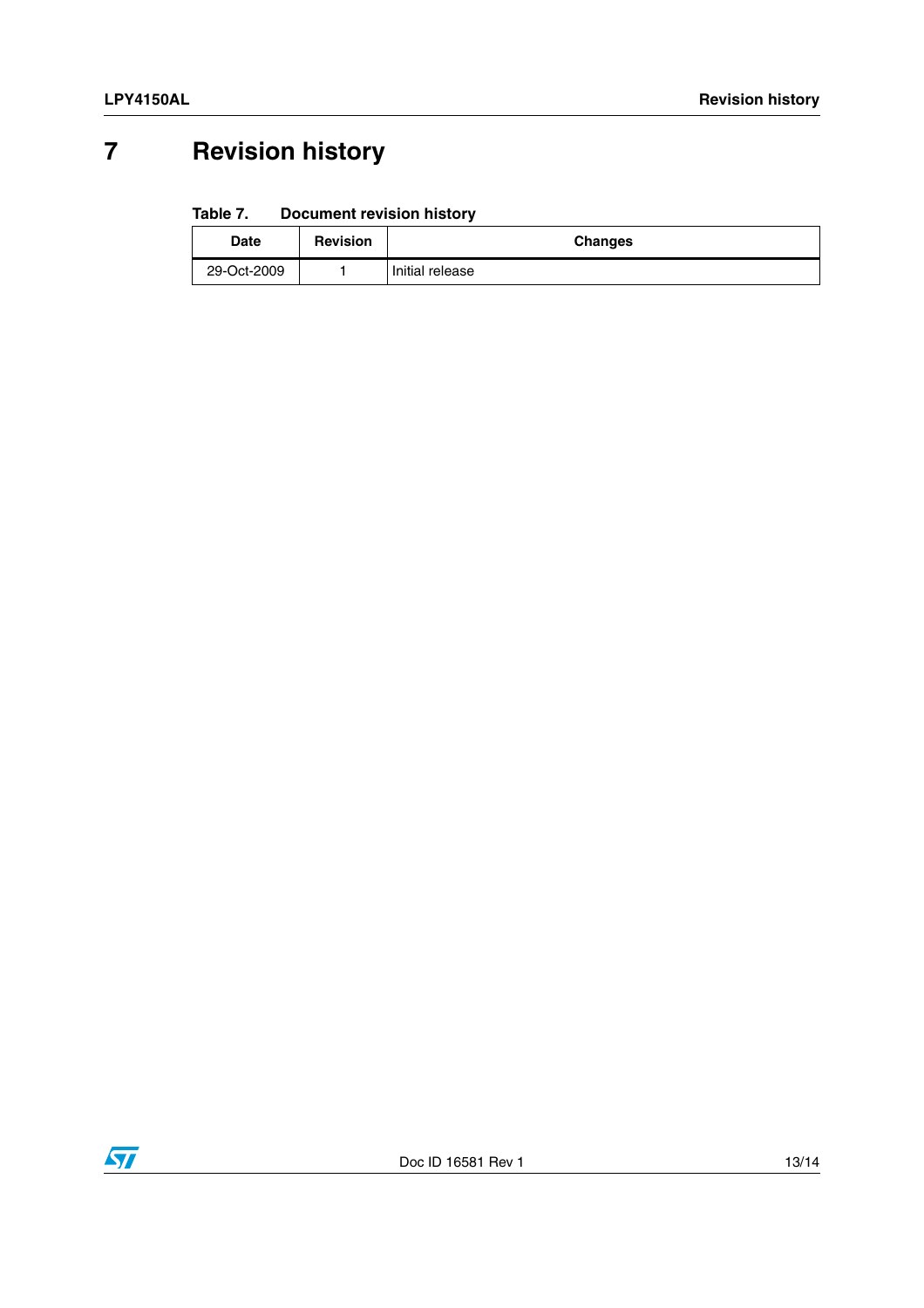# 7 Revision history

**Table 7. Document revision history**

| Date | Revision | Changes |
|---|---|---|
| 29-Oct-2009 | 1 | Initial release |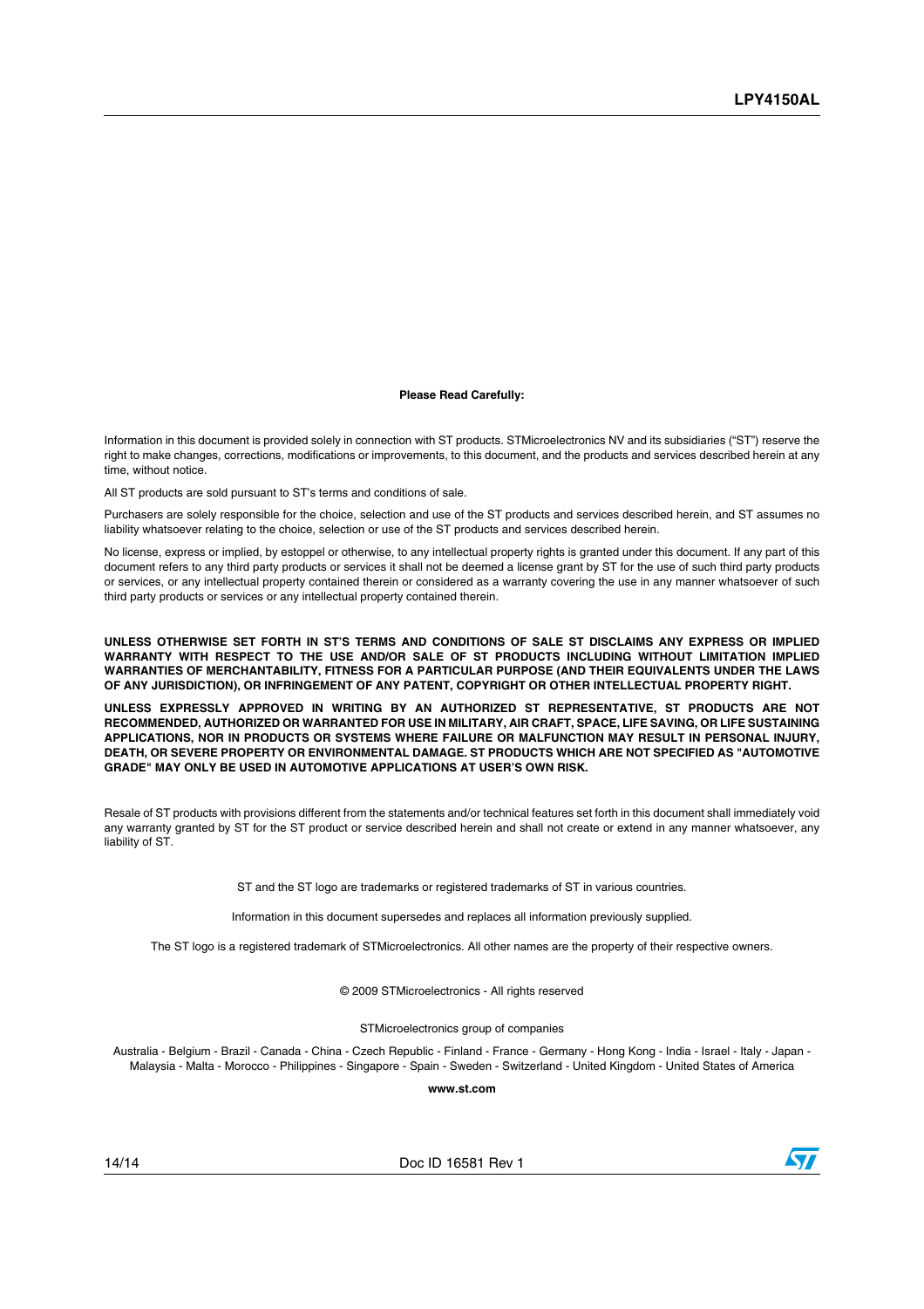**Please Read Carefully:**

Information in this document is provided solely in connection with ST products. STMicroelectronics NV and its subsidiaries ("ST") reserve the right to make changes, corrections, modifications or improvements, to this document, and the products and services described herein at any time, without notice.

All ST products are sold pursuant to ST's terms and conditions of sale.

Purchasers are solely responsible for the choice, selection and use of the ST products and services described herein, and ST assumes no liability whatsoever relating to the choice, selection or use of the ST products and services described herein.

No license, express or implied, by estoppel or otherwise, to any intellectual property rights is granted under this document. If any part of this document refers to any third party products or services it shall not be deemed a license grant by ST for the use of such third party products or services, or any intellectual property contained therein or considered as a warranty covering the use in any manner whatsoever of such third party products or services or any intellectual property contained therein.

**UNLESS OTHERWISE SET FORTH IN ST'S TERMS AND CONDITIONS OF SALE ST DISCLAIMS ANY EXPRESS OR IMPLIED WARRANTY WITH RESPECT TO THE USE AND/OR SALE OF ST PRODUCTS INCLUDING WITHOUT LIMITATION IMPLIED WARRANTIES OF MERCHANTABILITY, FITNESS FOR A PARTICULAR PURPOSE (AND THEIR EQUIVALENTS UNDER THE LAWS OF ANY JURISDICTION), OR INFRINGEMENT OF ANY PATENT, COPYRIGHT OR OTHER INTELLECTUAL PROPERTY RIGHT.**

**UNLESS EXPRESSLY APPROVED IN WRITING BY AN AUTHORIZED ST REPRESENTATIVE, ST PRODUCTS ARE NOT RECOMMENDED, AUTHORIZED OR WARRANTED FOR USE IN MILITARY, AIR CRAFT, SPACE, LIFE SAVING, OR LIFE SUSTAINING APPLICATIONS, NOR IN PRODUCTS OR SYSTEMS WHERE FAILURE OR MALFUNCTION MAY RESULT IN PERSONAL INJURY, DEATH, OR SEVERE PROPERTY OR ENVIRONMENTAL DAMAGE. ST PRODUCTS WHICH ARE NOT SPECIFIED AS "AUTOMOTIVE GRADE" MAY ONLY BE USED IN AUTOMOTIVE APPLICATIONS AT USER'S OWN RISK.**

Resale of ST products with provisions different from the statements and/or technical features set forth in this document shall immediately void any warranty granted by ST for the ST product or service described herein and shall not create or extend in any manner whatsoever, any liability of ST.

ST and the ST logo are trademarks or registered trademarks of ST in various countries.

Information in this document supersedes and replaces all information previously supplied.

The ST logo is a registered trademark of STMicroelectronics. All other names are the property of their respective owners.

© 2009 STMicroelectronics - All rights reserved

STMicroelectronics group of companies

Australia - Belgium - Brazil - Canada - China - Czech Republic - Finland - France - Germany - Hong Kong - India - Israel - Italy - Japan - Malaysia - Malta - Morocco - Philippines - Singapore - Spain - Sweden - Switzerland - United Kingdom - United States of America

**www.st.com**